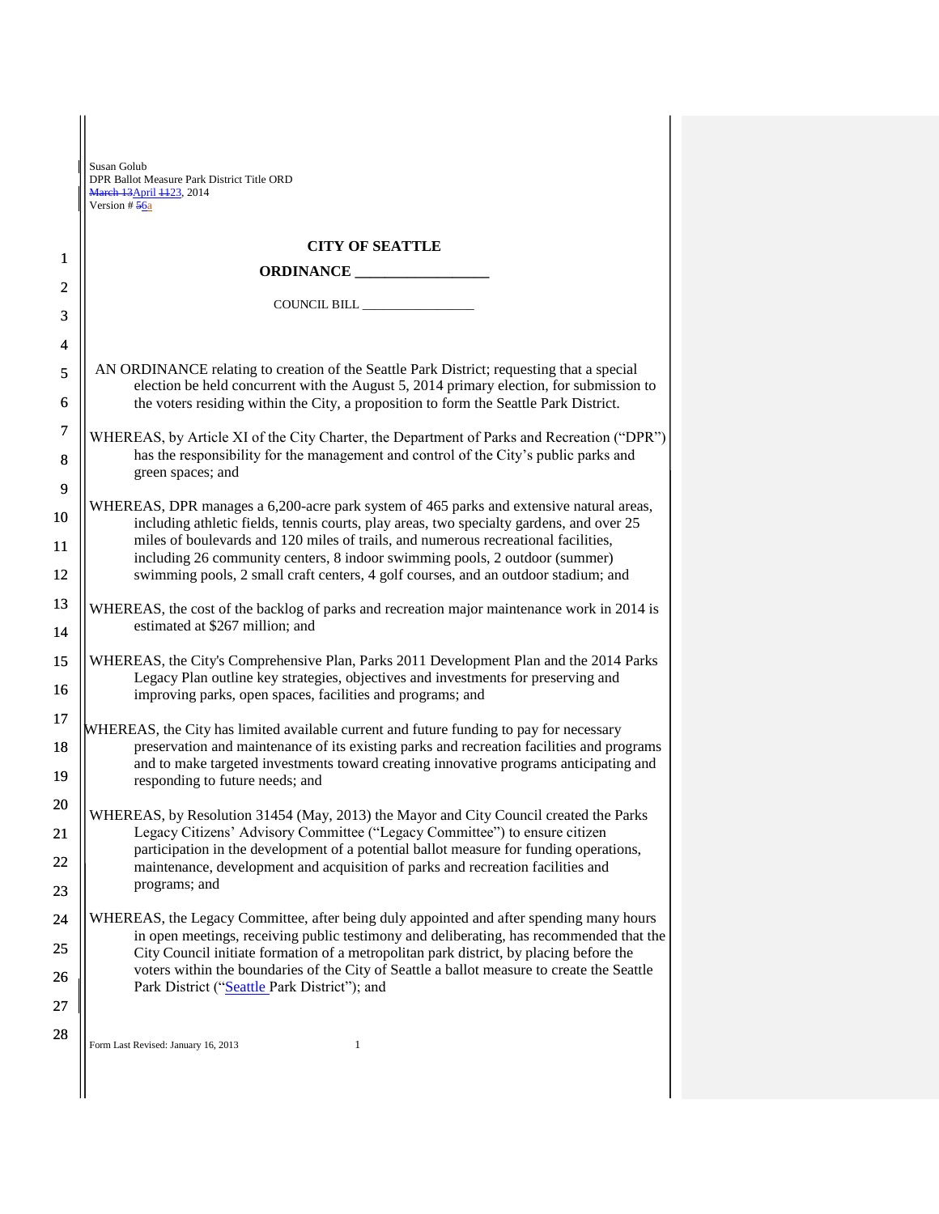Susan Golub
DPR Ballot Measure Park District Title ORD
~~March 13~~April ~~11~~23, 2014
Version # ~~5~~6a

**CITY OF SEATTLE**

**ORDINANCE \_\_\_\_\_\_\_\_\_\_\_\_\_\_\_\_\_**

COUNCIL BILL \_\_\_\_\_\_\_\_\_\_\_\_\_\_\_\_\_

AN ORDINANCE relating to creation of the Seattle Park District; requesting that a special election be held concurrent with the August 5, 2014 primary election, for submission to the voters residing within the City, a proposition to form the Seattle Park District.

WHEREAS, by Article XI of the City Charter, the Department of Parks and Recreation ("DPR") has the responsibility for the management and control of the City's public parks and green spaces; and

WHEREAS, DPR manages a 6,200-acre park system of 465 parks and extensive natural areas, including athletic fields, tennis courts, play areas, two specialty gardens, and over 25 miles of boulevards and 120 miles of trails, and numerous recreational facilities, including 26 community centers, 8 indoor swimming pools, 2 outdoor (summer) swimming pools, 2 small craft centers, 4 golf courses, and an outdoor stadium; and

WHEREAS, the cost of the backlog of parks and recreation major maintenance work in 2014 is estimated at $267 million; and

WHEREAS, the City's Comprehensive Plan, Parks 2011 Development Plan and the 2014 Parks Legacy Plan outline key strategies, objectives and investments for preserving and improving parks, open spaces, facilities and programs; and

WHEREAS, the City has limited available current and future funding to pay for necessary preservation and maintenance of its existing parks and recreation facilities and programs and to make targeted investments toward creating innovative programs anticipating and responding to future needs; and

WHEREAS, by Resolution 31454 (May, 2013) the Mayor and City Council created the Parks Legacy Citizens' Advisory Committee ("Legacy Committee") to ensure citizen participation in the development of a potential ballot measure for funding operations, maintenance, development and acquisition of parks and recreation facilities and programs; and

WHEREAS, the Legacy Committee, after being duly appointed and after spending many hours in open meetings, receiving public testimony and deliberating, has recommended that the City Council initiate formation of a metropolitan park district, by placing before the voters within the boundaries of the City of Seattle a ballot measure to create the Seattle Park District ("Seattle Park District"); and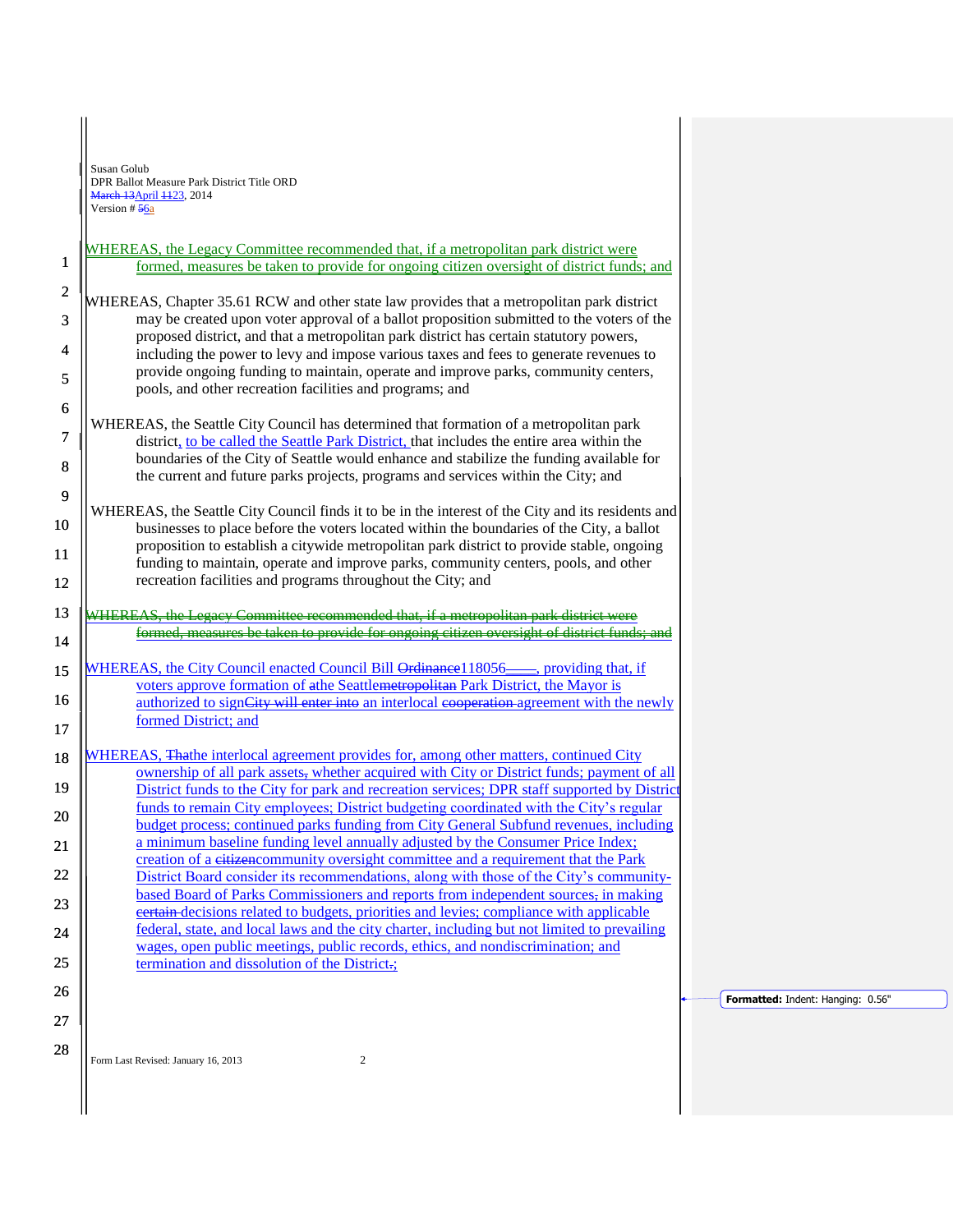Susan Golub
DPR Ballot Measure Park District Title ORD
~~March 13~~April ~~11~~23, 2014
Version # ~~5~~6a

WHEREAS, the Legacy Committee recommended that, if a metropolitan park district were formed, measures be taken to provide for ongoing citizen oversight of district funds; and

WHEREAS, Chapter 35.61 RCW and other state law provides that a metropolitan park district may be created upon voter approval of a ballot proposition submitted to the voters of the proposed district, and that a metropolitan park district has certain statutory powers, including the power to levy and impose various taxes and fees to generate revenues to provide ongoing funding to maintain, operate and improve parks, community centers, pools, and other recreation facilities and programs; and

WHEREAS, the Seattle City Council has determined that formation of a metropolitan park district, to be called the Seattle Park District, that includes the entire area within the boundaries of the City of Seattle would enhance and stabilize the funding available for the current and future parks projects, programs and services within the City; and

WHEREAS, the Seattle City Council finds it to be in the interest of the City and its residents and businesses to place before the voters located within the boundaries of the City, a ballot proposition to establish a citywide metropolitan park district to provide stable, ongoing funding to maintain, operate and improve parks, community centers, pools, and other recreation facilities and programs throughout the City; and

~~WHEREAS, the Legacy Committee recommended that, if a metropolitan park district were formed, measures be taken to provide for ongoing citizen oversight of district funds; and~~

WHEREAS, the City Council enacted Council Bill ~~Ordinance~~118056~~____~~, providing that, if voters approve formation of ~~a~~the Seattle~~metropolitan~~ Park District, the Mayor is authorized to sign~~City will enter into~~ an interlocal ~~cooperation~~ agreement with the newly formed District; and

WHEREAS, ~~Tha~~the interlocal agreement provides for, among other matters, continued City ownership of all park assets~~,~~ whether acquired with City or District funds; payment of all District funds to the City for park and recreation services; DPR staff supported by District funds to remain City employees; District budgeting coordinated with the City's regular budget process; continued parks funding from City General Subfund revenues, including a minimum baseline funding level annually adjusted by the Consumer Price Index; creation of a ~~citizen~~community oversight committee and a requirement that the Park District Board consider its recommendations, along with those of the City's community-based Board of Parks Commissioners and reports from independent sources~~,~~ in making ~~certain~~ decisions related to budgets, priorities and levies; compliance with applicable federal, state, and local laws and the city charter, including but not limited to prevailing wages, open public meetings, public records, ethics, and nondiscrimination; and termination and dissolution of the District~~.~~;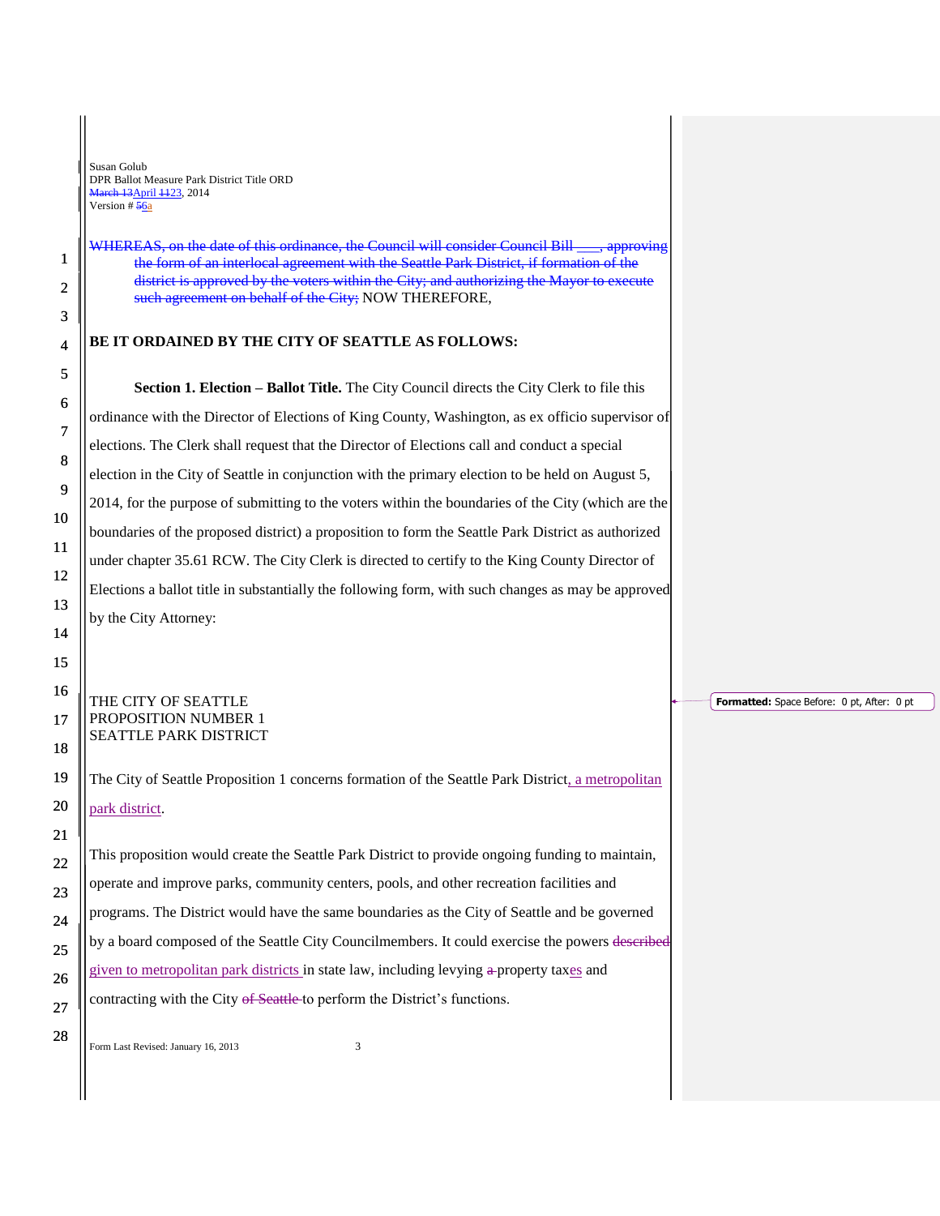WHEREAS, on the date of this ordinance, the Council will consider Council Bill ___, approving the form of an interlocal agreement with the Seattle Park District, if formation of the district is approved by the voters within the City; and authorizing the Mayor to execute such agreement on behalf of the City; NOW THEREFORE,

**BE IT ORDAINED BY THE CITY OF SEATTLE AS FOLLOWS:**

**Section 1. Election – Ballot Title.** The City Council directs the City Clerk to file this ordinance with the Director of Elections of King County, Washington, as ex officio supervisor of elections. The Clerk shall request that the Director of Elections call and conduct a special election in the City of Seattle in conjunction with the primary election to be held on August 5, 2014, for the purpose of submitting to the voters within the boundaries of the City (which are the boundaries of the proposed district) a proposition to form the Seattle Park District as authorized under chapter 35.61 RCW. The City Clerk is directed to certify to the King County Director of Elections a ballot title in substantially the following form, with such changes as may be approved by the City Attorney:

THE CITY OF SEATTLE
PROPOSITION NUMBER 1
SEATTLE PARK DISTRICT

The City of Seattle Proposition 1 concerns formation of the Seattle Park District, a metropolitan park district.

This proposition would create the Seattle Park District to provide ongoing funding to maintain, operate and improve parks, community centers, pools, and other recreation facilities and programs. The District would have the same boundaries as the City of Seattle and be governed by a board composed of the Seattle City Councilmembers. It could exercise the powers described given to metropolitan park districts in state law, including levying a property taxes and contracting with the City of Seattle to perform the District's functions.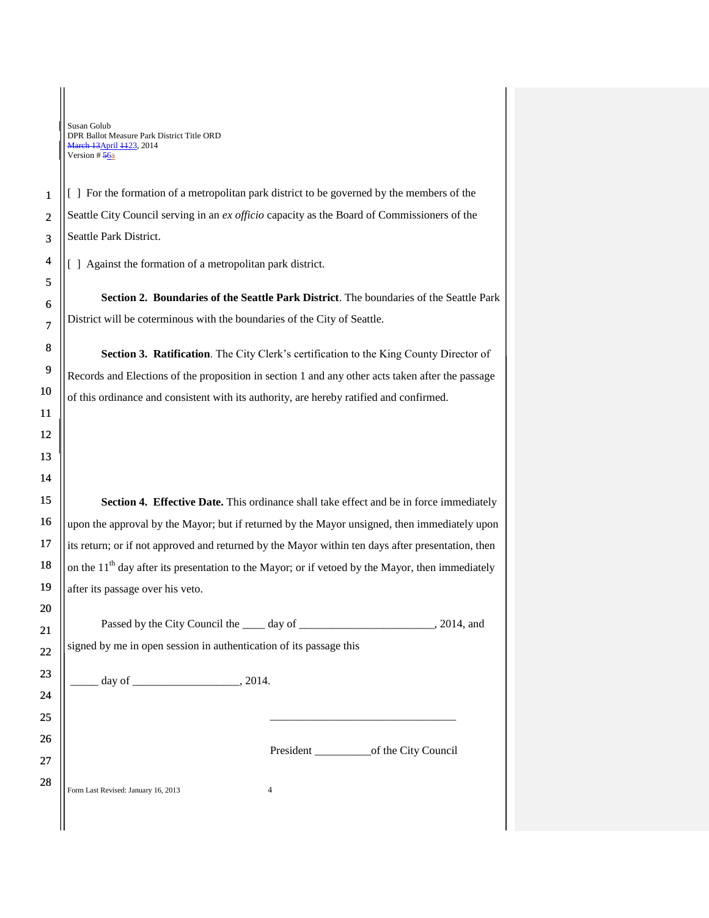[ ] For the formation of a metropolitan park district to be governed by the members of the Seattle City Council serving in an *ex officio* capacity as the Board of Commissioners of the Seattle Park District.

[ ] Against the formation of a metropolitan park district.

**Section 2. Boundaries of the Seattle Park District**. The boundaries of the Seattle Park District will be coterminous with the boundaries of the City of Seattle.

**Section 3. Ratification**. The City Clerk's certification to the King County Director of Records and Elections of the proposition in section 1 and any other acts taken after the passage of this ordinance and consistent with its authority, are hereby ratified and confirmed.

**Section 4. Effective Date.** This ordinance shall take effect and be in force immediately upon the approval by the Mayor; but if returned by the Mayor unsigned, then immediately upon its return; or if not approved and returned by the Mayor within ten days after presentation, then on the 11th day after its presentation to the Mayor; or if vetoed by the Mayor, then immediately after its passage over his veto.

Passed by the City Council the ____ day of ________________________, 2014, and signed by me in open session in authentication of its passage this

_____ day of ___________________, 2014.

_________________________________

President __________of the City Council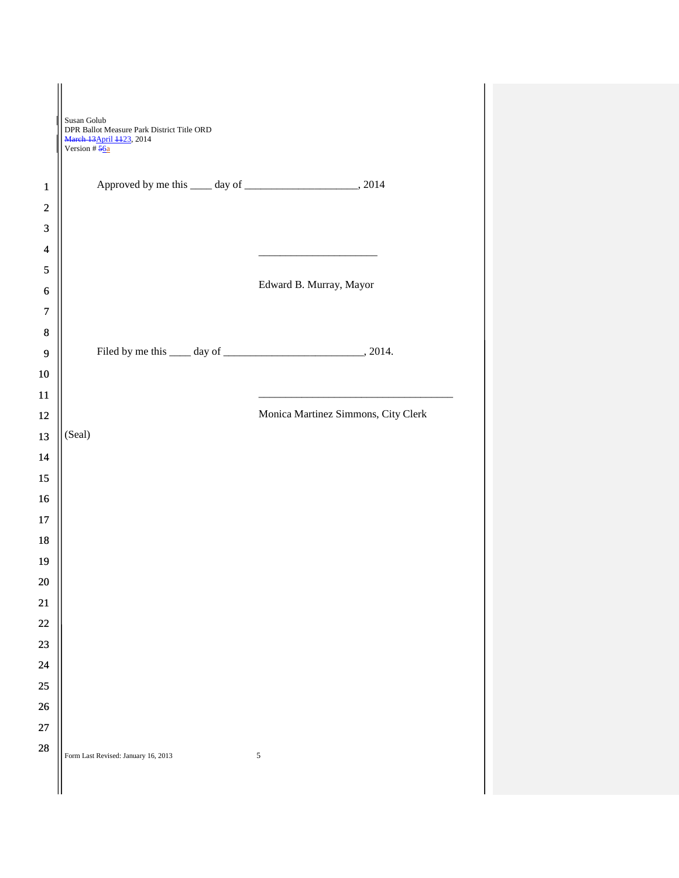Approved by me this ____ day of _____________________, 2014

______________________

Edward B. Murray, Mayor

Filed by me this ____ day of __________________________, 2014.

____________________________________

Monica Martinez Simmons, City Clerk

(Seal)